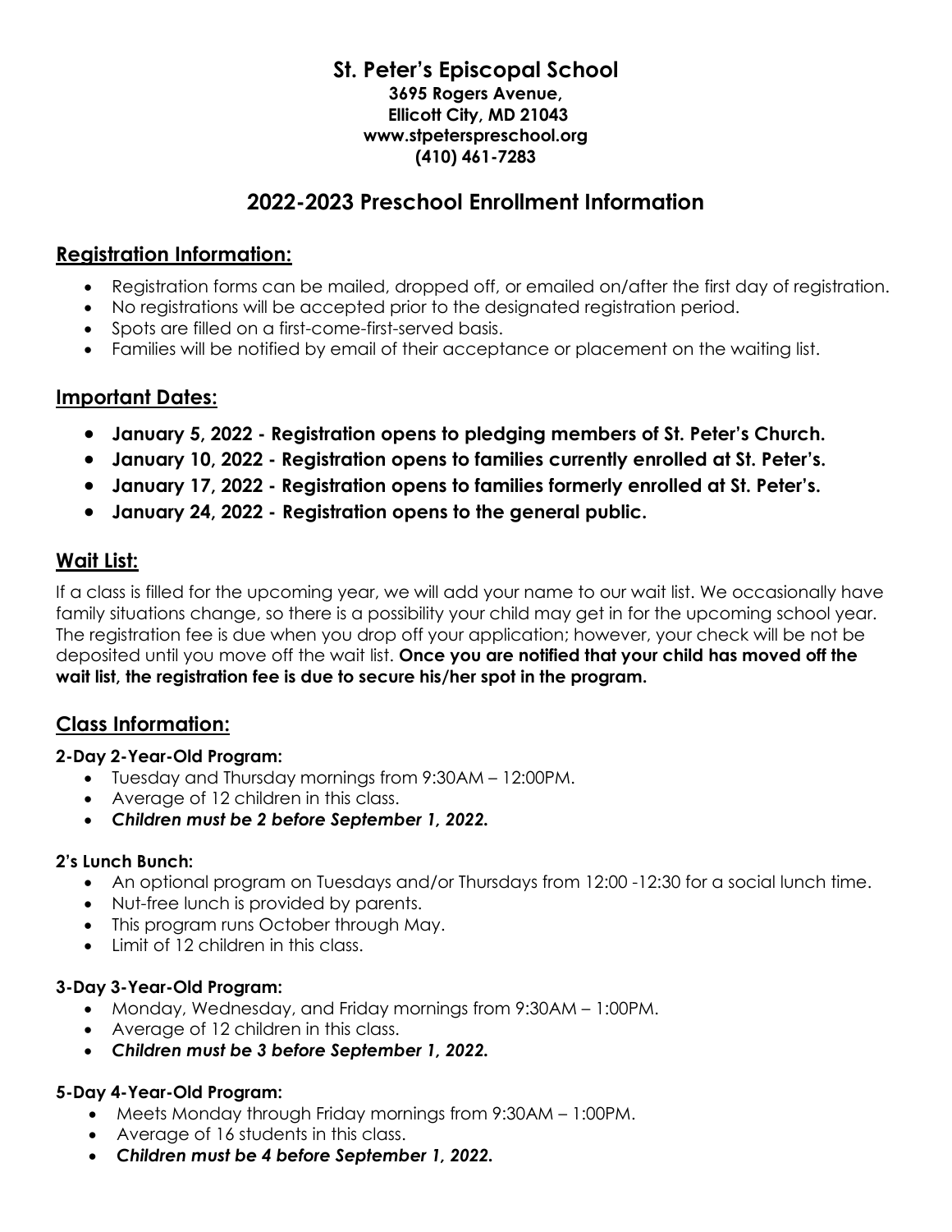# St. Peter's Episcopal School

**3695 Rogers Avenue,**
**Ellicott City, MD 21043**
**www.stpeterspreschool.org**
**(410) 461-7283**

## 2022-2023 Preschool Enrollment Information

### Registration Information:

- Registration forms can be mailed, dropped off, or emailed on/after the first day of registration.
- No registrations will be accepted prior to the designated registration period.
- Spots are filled on a first-come-first-served basis.
- Families will be notified by email of their acceptance or placement on the waiting list.

### Important Dates:

- **January 5, 2022 - Registration opens to pledging members of St. Peter's Church.**
- **January 10, 2022 - Registration opens to families currently enrolled at St. Peter's.**
- **January 17, 2022 - Registration opens to families formerly enrolled at St. Peter's.**
- **January 24, 2022 - Registration opens to the general public.**

### Wait List:

If a class is filled for the upcoming year, we will add your name to our wait list. We occasionally have family situations change, so there is a possibility your child may get in for the upcoming school year. The registration fee is due when you drop off your application; however, your check will be not be deposited until you move off the wait list. **Once you are notified that your child has moved off the wait list, the registration fee is due to secure his/her spot in the program.**

### Class Information:

**2-Day 2-Year-Old Program:**

- Tuesday and Thursday mornings from 9:30AM – 12:00PM.
- Average of 12 children in this class.
- ***Children must be 2 before September 1, 2022.***

**2's Lunch Bunch:**

- An optional program on Tuesdays and/or Thursdays from 12:00 -12:30 for a social lunch time.
- Nut-free lunch is provided by parents.
- This program runs October through May.
- Limit of 12 children in this class.

**3-Day 3-Year-Old Program:**

- Monday, Wednesday, and Friday mornings from 9:30AM – 1:00PM.
- Average of 12 children in this class.
- ***Children must be 3 before September 1, 2022.***

**5-Day 4-Year-Old Program:**

- Meets Monday through Friday mornings from 9:30AM – 1:00PM.
- Average of 16 students in this class.
- ***Children must be 4 before September 1, 2022.***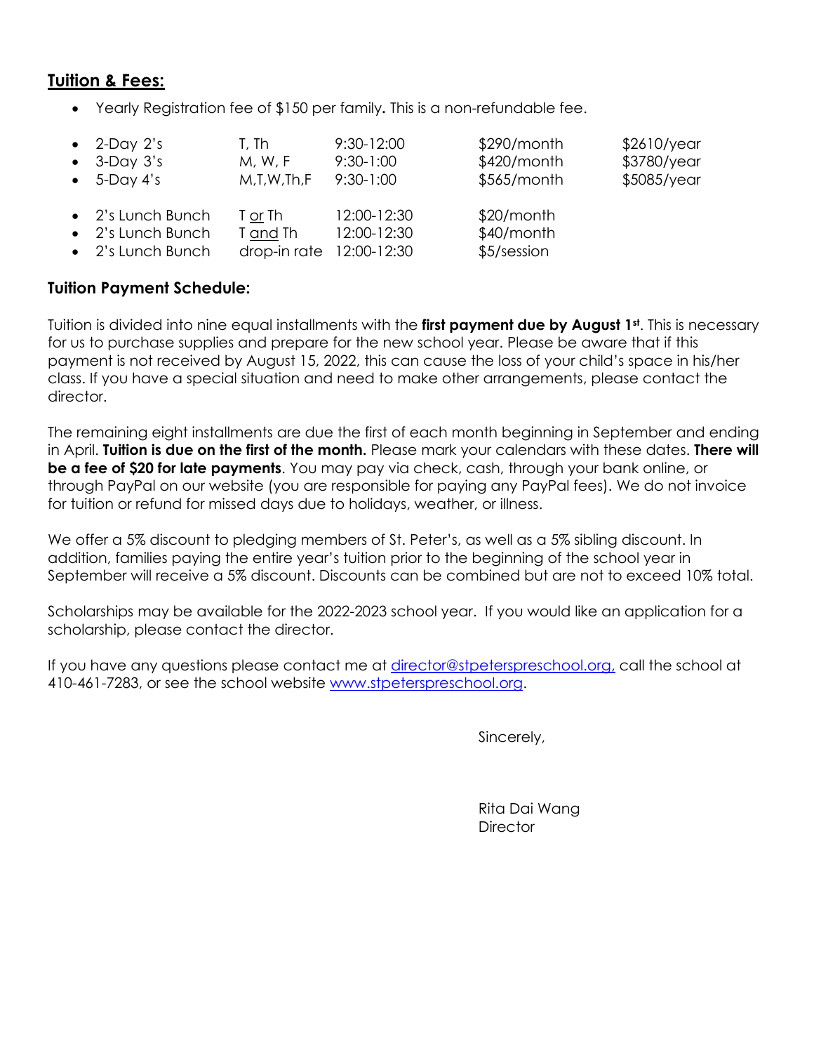## **Tuition & Fees:**

- Yearly Registration fee of $150 per family**.** This is a non-refundable fee.

| Program | Days | Time | Monthly | Yearly |
|---|---|---|---|---|
| 2-Day 2's | T, Th | 9:30-12:00 | $290/month | $2610/year |
| 3-Day 3's | M, W, F | 9:30-1:00 | $420/month | $3780/year |
| 5-Day 4's | M,T,W,Th,F | 9:30-1:00 | $565/month | $5085/year |
| 2's Lunch Bunch | T or Th | 12:00-12:30 | $20/month | |
| 2's Lunch Bunch | T and Th | 12:00-12:30 | $40/month | |
| 2's Lunch Bunch | drop-in rate | 12:00-12:30 | $5/session | |

### **Tuition Payment Schedule:**

Tuition is divided into nine equal installments with the **first payment due by August 1st**. This is necessary for us to purchase supplies and prepare for the new school year. Please be aware that if this payment is not received by August 15, 2022, this can cause the loss of your child's space in his/her class. If you have a special situation and need to make other arrangements, please contact the director.

The remaining eight installments are due the first of each month beginning in September and ending in April. **Tuition is due on the first of the month.** Please mark your calendars with these dates. **There will be a fee of $20 for late payments**. You may pay via check, cash, through your bank online, or through PayPal on our website (you are responsible for paying any PayPal fees). We do not invoice for tuition or refund for missed days due to holidays, weather, or illness.

We offer a 5% discount to pledging members of St. Peter's, as well as a 5% sibling discount. In addition, families paying the entire year's tuition prior to the beginning of the school year in September will receive a 5% discount. Discounts can be combined but are not to exceed 10% total.

Scholarships may be available for the 2022-2023 school year. If you would like an application for a scholarship, please contact the director.

If you have any questions please contact me at director@stpeterspreschool.org, call the school at 410-461-7283, or see the school website www.stpeterspreschool.org.

Sincerely,

Rita Dai Wang
Director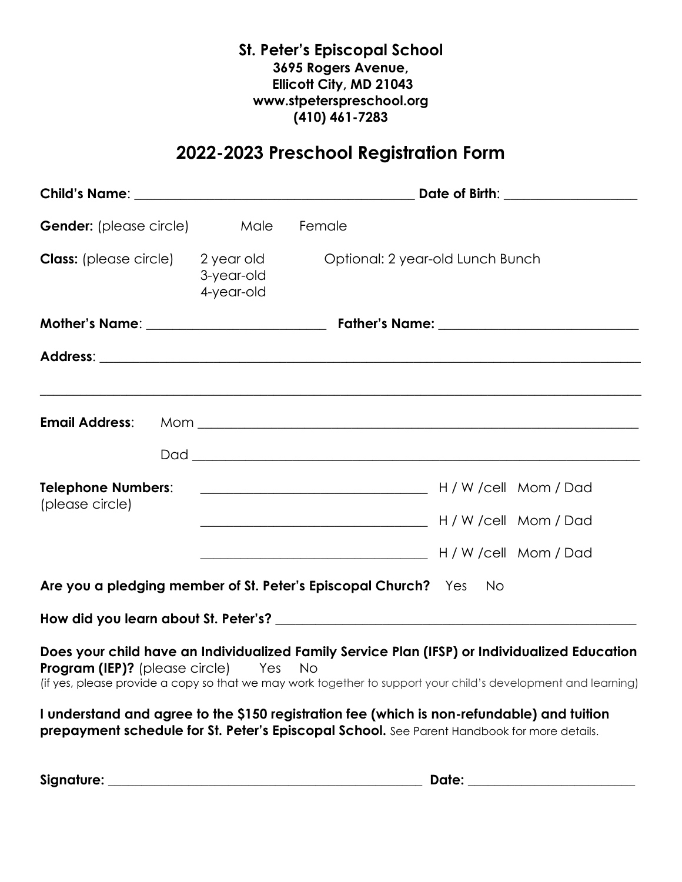**St. Peter's Episcopal School**
**3695 Rogers Avenue,**
**Ellicott City, MD 21043**
**www.stpeterspreschool.org**
**(410) 461-7283**

# 2022-2023 Preschool Registration Form

**Child's Name**: ___________________________________________ **Date of Birth**: ____________________

**Gender:** (please circle) Male Female

**Class:** (please circle) 2 year old Optional: 2 year-old Lunch Bunch
3-year-old
4-year-old

**Mother's Name**: __________________________ **Father's Name**: _____________________________

**Address**: ___________________________________________________________________________

_____________________________________________________________________________________

**Email Address**: Mom _______________________________________________________________

Dad _______________________________________________________________

**Telephone Numbers**: _________________________________ H / W /cell Mom / Dad
(please circle)
_________________________________ H / W /cell Mom / Dad

_________________________________ H / W /cell Mom / Dad

**Are you a pledging member of St. Peter's Episcopal Church?** Yes No

**How did you learn about St. Peter's?** _______________________________________________________

**Does your child have an Individualized Family Service Plan (IFSP) or Individualized Education Program (IEP)?** (please circle) Yes No
(if yes, please provide a copy so that we may work together to support your child's development and learning)

**I understand and agree to the $150 registration fee (which is non-refundable) and tuition prepayment schedule for St. Peter's Episcopal School.** See Parent Handbook for more details.

**Signature:** _________________________________________________ **Date:** _________________________